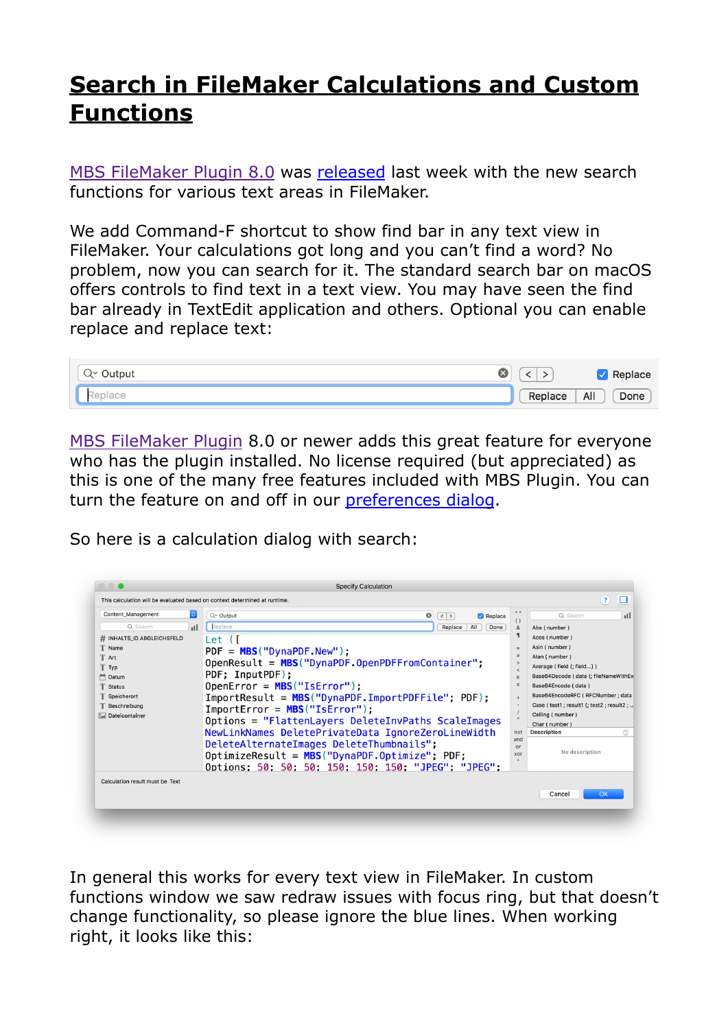# Search in FileMaker Calculations and Custom Functions

MBS FileMaker Plugin 8.0 was released last week with the new search functions for various text areas in FileMaker.

We add Command-F shortcut to show find bar in any text view in FileMaker. Your calculations got long and you can't find a word? No problem, now you can search for it. The standard search bar on macOS offers controls to find text in a text view. You may have seen the find bar already in TextEdit application and others. Optional you can enable replace and replace text:

MBS FileMaker Plugin 8.0 or newer adds this great feature for everyone who has the plugin installed. No license required (but appreciated) as this is one of the many free features included with MBS Plugin. You can turn the feature on and off in our preferences dialog.

So here is a calculation dialog with search:

In general this works for every text view in FileMaker. In custom functions window we saw redraw issues with focus ring, but that doesn't change functionality, so please ignore the blue lines. When working right, it looks like this: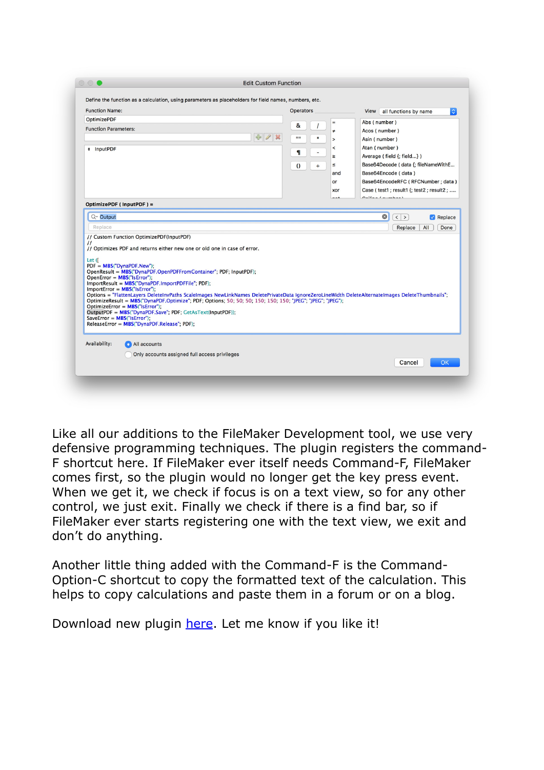Like all our additions to the FileMaker Development tool, we use very defensive programming techniques. The plugin registers the command-F shortcut here. If FileMaker ever itself needs Command-F, FileMaker comes first, so the plugin would no longer get the key press event. When we get it, we check if focus is on a text view, so for any other control, we just exit. Finally we check if there is a find bar, so if FileMaker ever starts registering one with the text view, we exit and don’t do anything.

Another little thing added with the Command-F is the Command-Option-C shortcut to copy the formatted text of the calculation. This helps to copy calculations and paste them in a forum or on a blog.

Download new plugin here. Let me know if you like it!